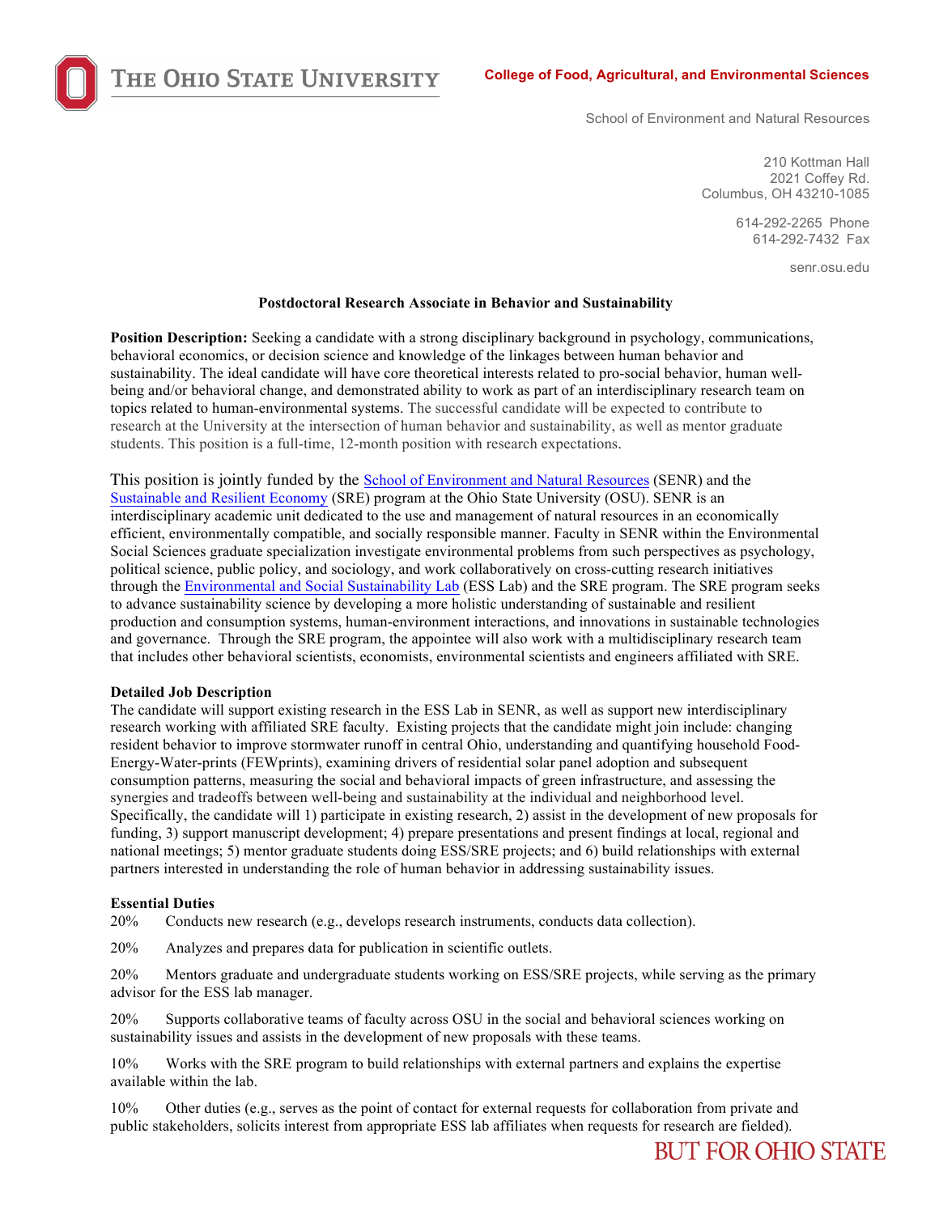THE OHIO STATE UNIVERSITY

**College of Food, Agricultural, and Environmental Sciences**

School of Environment and Natural Resources

210 Kottman Hall
2021 Coffey Rd.
Columbus, OH 43210-1085

614-292-2265 Phone
614-292-7432 Fax

senr.osu.edu

**Postdoctoral Research Associate in Behavior and Sustainability**

**Position Description:** Seeking a candidate with a strong disciplinary background in psychology, communications, behavioral economics, or decision science and knowledge of the linkages between human behavior and sustainability. The ideal candidate will have core theoretical interests related to pro-social behavior, human well-being and/or behavioral change, and demonstrated ability to work as part of an interdisciplinary research team on topics related to human-environmental systems. The successful candidate will be expected to contribute to research at the University at the intersection of human behavior and sustainability, as well as mentor graduate students. This position is a full-time, 12-month position with research expectations.

This position is jointly funded by the School of Environment and Natural Resources (SENR) and the Sustainable and Resilient Economy (SRE) program at the Ohio State University (OSU). SENR is an interdisciplinary academic unit dedicated to the use and management of natural resources in an economically efficient, environmentally compatible, and socially responsible manner. Faculty in SENR within the Environmental Social Sciences graduate specialization investigate environmental problems from such perspectives as psychology, political science, public policy, and sociology, and work collaboratively on cross-cutting research initiatives through the Environmental and Social Sustainability Lab (ESS Lab) and the SRE program. The SRE program seeks to advance sustainability science by developing a more holistic understanding of sustainable and resilient production and consumption systems, human-environment interactions, and innovations in sustainable technologies and governance. Through the SRE program, the appointee will also work with a multidisciplinary research team that includes other behavioral scientists, economists, environmental scientists and engineers affiliated with SRE.

**Detailed Job Description**

The candidate will support existing research in the ESS Lab in SENR, as well as support new interdisciplinary research working with affiliated SRE faculty. Existing projects that the candidate might join include: changing resident behavior to improve stormwater runoff in central Ohio, understanding and quantifying household Food-Energy-Water-prints (FEWprints), examining drivers of residential solar panel adoption and subsequent consumption patterns, measuring the social and behavioral impacts of green infrastructure, and assessing the synergies and tradeoffs between well-being and sustainability at the individual and neighborhood level. Specifically, the candidate will 1) participate in existing research, 2) assist in the development of new proposals for funding, 3) support manuscript development; 4) prepare presentations and present findings at local, regional and national meetings; 5) mentor graduate students doing ESS/SRE projects; and 6) build relationships with external partners interested in understanding the role of human behavior in addressing sustainability issues.

**Essential Duties**

20% Conducts new research (e.g., develops research instruments, conducts data collection).

20% Analyzes and prepares data for publication in scientific outlets.

20% Mentors graduate and undergraduate students working on ESS/SRE projects, while serving as the primary advisor for the ESS lab manager.

20% Supports collaborative teams of faculty across OSU in the social and behavioral sciences working on sustainability issues and assists in the development of new proposals with these teams.

10% Works with the SRE program to build relationships with external partners and explains the expertise available within the lab.

10% Other duties (e.g., serves as the point of contact for external requests for collaboration from private and public stakeholders, solicits interest from appropriate ESS lab affiliates when requests for research are fielded).

BUT FOR OHIO STATE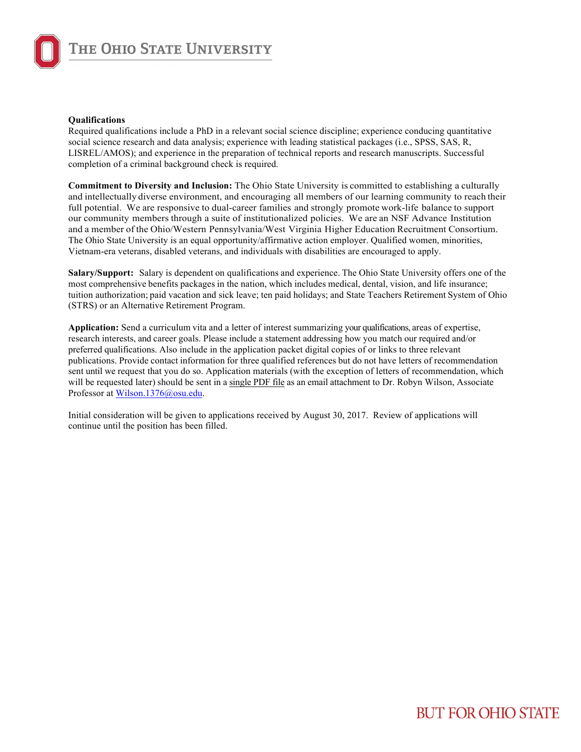**Qualifications**

Required qualifications include a PhD in a relevant social science discipline; experience conducing quantitative social science research and data analysis; experience with leading statistical packages (i.e., SPSS, SAS, R, LISREL/AMOS); and experience in the preparation of technical reports and research manuscripts. Successful completion of a criminal background check is required.

**Commitment to Diversity and Inclusion:** The Ohio State University is committed to establishing a culturally and intellectually diverse environment, and encouraging all members of our learning community to reach their full potential. We are responsive to dual-career families and strongly promote work-life balance to support our community members through a suite of institutionalized policies. We are an NSF Advance Institution and a member of the Ohio/Western Pennsylvania/West Virginia Higher Education Recruitment Consortium. The Ohio State University is an equal opportunity/affirmative action employer. Qualified women, minorities, Vietnam-era veterans, disabled veterans, and individuals with disabilities are encouraged to apply.

**Salary/Support:** Salary is dependent on qualifications and experience. The Ohio State University offers one of the most comprehensive benefits packages in the nation, which includes medical, dental, vision, and life insurance; tuition authorization; paid vacation and sick leave; ten paid holidays; and State Teachers Retirement System of Ohio (STRS) or an Alternative Retirement Program.

**Application:** Send a curriculum vita and a letter of interest summarizing your qualifications, areas of expertise, research interests, and career goals. Please include a statement addressing how you match our required and/or preferred qualifications. Also include in the application packet digital copies of or links to three relevant publications. Provide contact information for three qualified references but do not have letters of recommendation sent until we request that you do so. Application materials (with the exception of letters of recommendation, which will be requested later) should be sent in a single PDF file as an email attachment to Dr. Robyn Wilson, Associate Professor at Wilson.1376@osu.edu.

Initial consideration will be given to applications received by August 30, 2017. Review of applications will continue until the position has been filled.